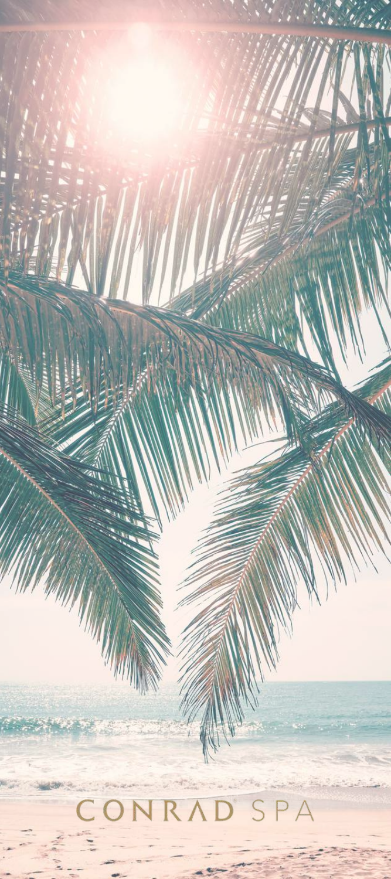CONRAD SPA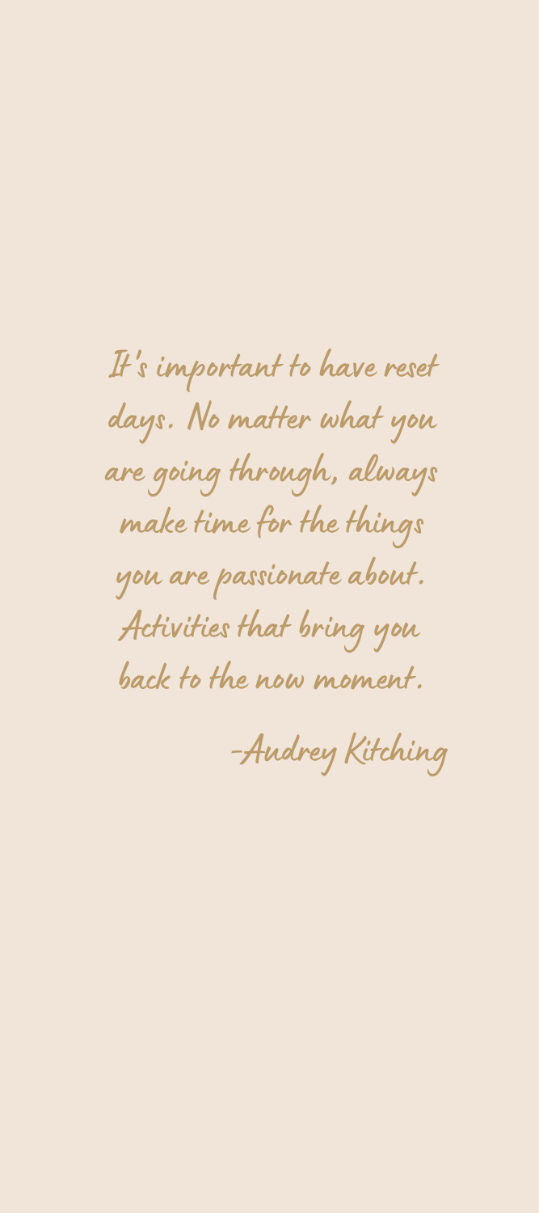It's important to have reset days. No matter what you are going through, always make time for the things you are passionate about. Activities that bring you back to the now moment.

-Audrey Kitching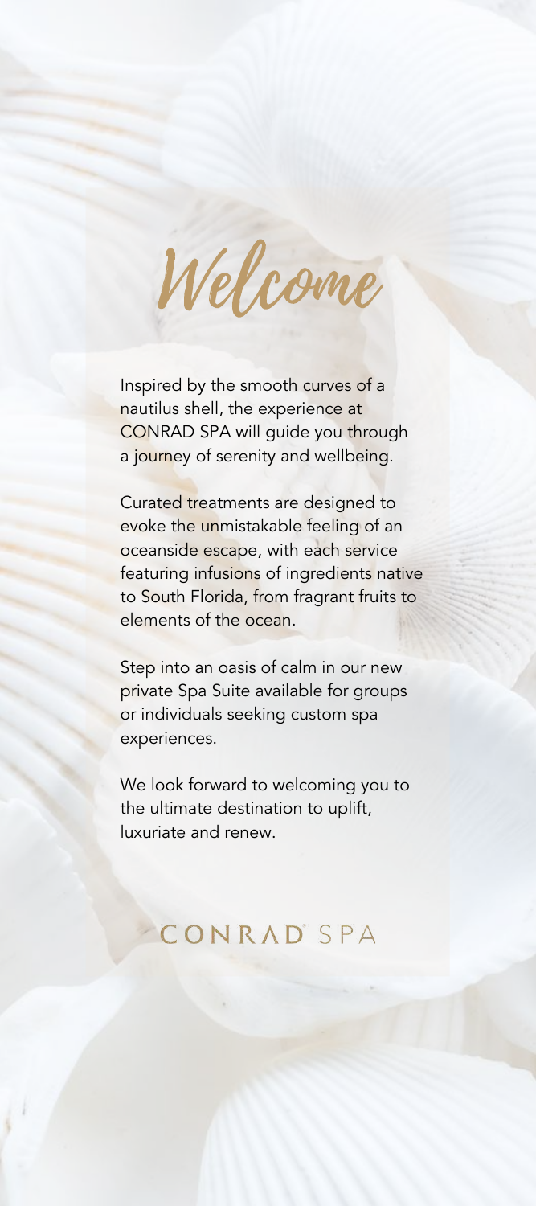# Welcome

Inspired by the smooth curves of a nautilus shell, the experience at CONRAD SPA will guide you through a journey of serenity and wellbeing.

Curated treatments are designed to evoke the unmistakable feeling of an oceanside escape, with each service featuring infusions of ingredients native to South Florida, from fragrant fruits to elements of the ocean.

Step into an oasis of calm in our new private Spa Suite available for groups or individuals seeking custom spa experiences.

We look forward to welcoming you to the ultimate destination to uplift, luxuriate and renew.

CONRAD SPA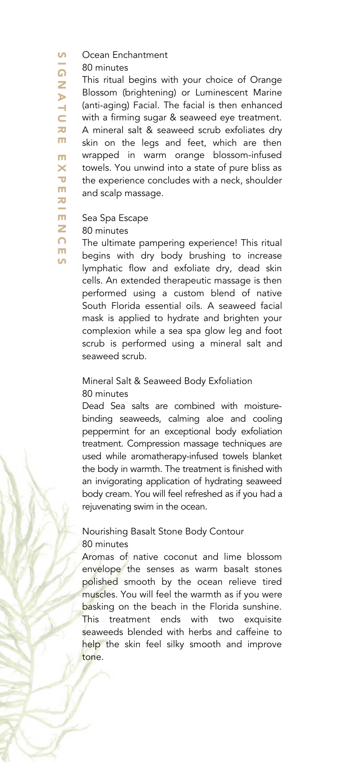# SIGNATURE EXPERIENCES

### Ocean Enchantment
80 minutes

This ritual begins with your choice of Orange Blossom (brightening) or Luminescent Marine (anti-aging) Facial. The facial is then enhanced with a firming sugar & seaweed eye treatment. A mineral salt & seaweed scrub exfoliates dry skin on the legs and feet, which are then wrapped in warm orange blossom-infused towels. You unwind into a state of pure bliss as the experience concludes with a neck, shoulder and scalp massage.

### Sea Spa Escape
80 minutes

The ultimate pampering experience! This ritual begins with dry body brushing to increase lymphatic flow and exfoliate dry, dead skin cells. An extended therapeutic massage is then performed using a custom blend of native South Florida essential oils. A seaweed facial mask is applied to hydrate and brighten your complexion while a sea spa glow leg and foot scrub is performed using a mineral salt and seaweed scrub.

### Mineral Salt & Seaweed Body Exfoliation
80 minutes

Dead Sea salts are combined with moisture-binding seaweeds, calming aloe and cooling peppermint for an exceptional body exfoliation treatment. Compression massage techniques are used while aromatherapy-infused towels blanket the body in warmth. The treatment is finished with an invigorating application of hydrating seaweed body cream. You will feel refreshed as if you had a rejuvenating swim in the ocean.

### Nourishing Basalt Stone Body Contour
80 minutes

Aromas of native coconut and lime blossom envelope the senses as warm basalt stones polished smooth by the ocean relieve tired muscles. You will feel the warmth as if you were basking on the beach in the Florida sunshine. This treatment ends with two exquisite seaweeds blended with herbs and caffeine to help the skin feel silky smooth and improve tone.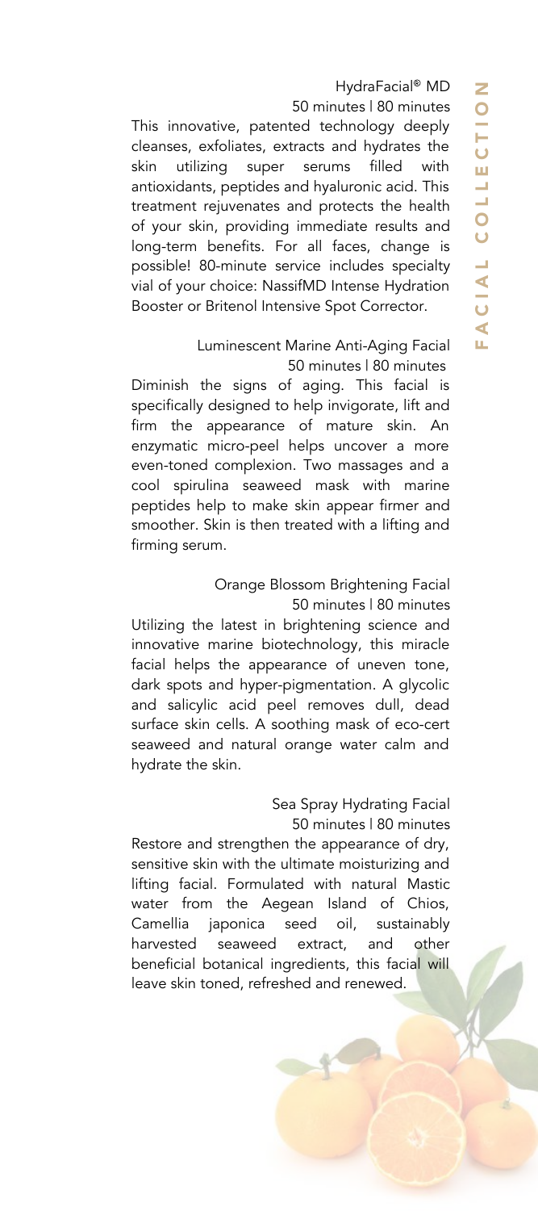## FACIAL COLLECTION

### HydraFacial® MD

50 minutes | 80 minutes

This innovative, patented technology deeply cleanses, exfoliates, extracts and hydrates the skin utilizing super serums filled with antioxidants, peptides and hyaluronic acid. This treatment rejuvenates and protects the health of your skin, providing immediate results and long-term benefits. For all faces, change is possible! 80-minute service includes specialty vial of your choice: NassifMD Intense Hydration Booster or Britenol Intensive Spot Corrector.

### Luminescent Marine Anti-Aging Facial

50 minutes | 80 minutes

Diminish the signs of aging. This facial is specifically designed to help invigorate, lift and firm the appearance of mature skin. An enzymatic micro-peel helps uncover a more even-toned complexion. Two massages and a cool spirulina seaweed mask with marine peptides help to make skin appear firmer and smoother. Skin is then treated with a lifting and firming serum.

### Orange Blossom Brightening Facial

50 minutes | 80 minutes

Utilizing the latest in brightening science and innovative marine biotechnology, this miracle facial helps the appearance of uneven tone, dark spots and hyper-pigmentation. A glycolic and salicylic acid peel removes dull, dead surface skin cells. A soothing mask of eco-cert seaweed and natural orange water calm and hydrate the skin.

### Sea Spray Hydrating Facial

50 minutes | 80 minutes

Restore and strengthen the appearance of dry, sensitive skin with the ultimate moisturizing and lifting facial. Formulated with natural Mastic water from the Aegean Island of Chios, Camellia japonica seed oil, sustainably harvested seaweed extract, and other beneficial botanical ingredients, this facial will leave skin toned, refreshed and renewed.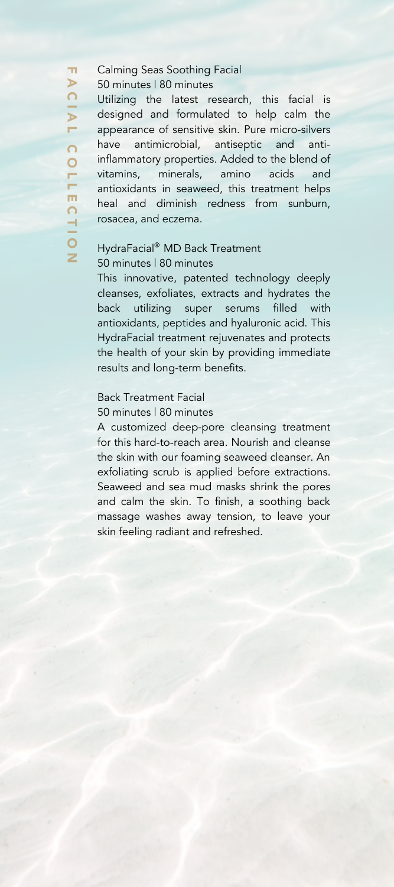## Calming Seas Soothing Facial

50 minutes | 80 minutes

Utilizing the latest research, this facial is designed and formulated to help calm the appearance of sensitive skin. Pure micro-silvers have antimicrobial, antiseptic and anti-inflammatory properties. Added to the blend of vitamins, minerals, amino acids and antioxidants in seaweed, this treatment helps heal and diminish redness from sunburn, rosacea, and eczema.

## HydraFacial® MD Back Treatment

50 minutes | 80 minutes

This innovative, patented technology deeply cleanses, exfoliates, extracts and hydrates the back utilizing super serums filled with antioxidants, peptides and hyaluronic acid. This HydraFacial treatment rejuvenates and protects the health of your skin by providing immediate results and long-term benefits.

## Back Treatment Facial

50 minutes | 80 minutes

A customized deep-pore cleansing treatment for this hard-to-reach area. Nourish and cleanse the skin with our foaming seaweed cleanser. An exfoliating scrub is applied before extractions. Seaweed and sea mud masks shrink the pores and calm the skin. To finish, a soothing back massage washes away tension, to leave your skin feeling radiant and refreshed.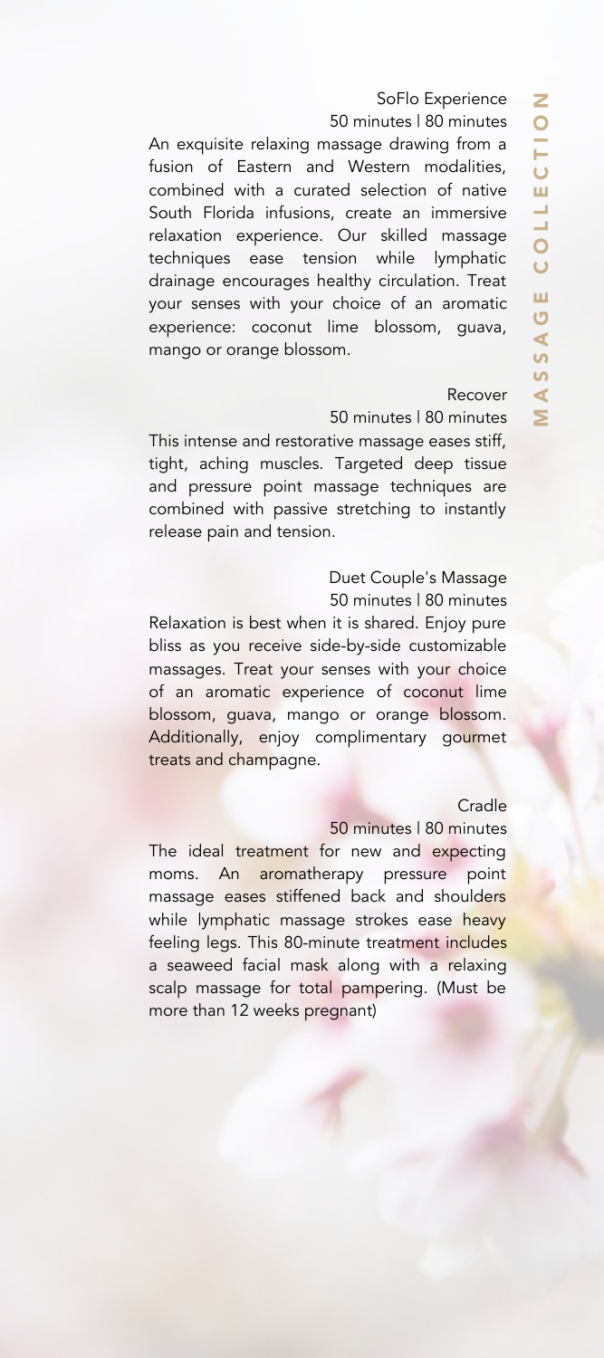# MASSAGE COLLECTION

### SoFlo Experience

50 minutes | 80 minutes

An exquisite relaxing massage drawing from a fusion of Eastern and Western modalities, combined with a curated selection of native South Florida infusions, create an immersive relaxation experience. Our skilled massage techniques ease tension while lymphatic drainage encourages healthy circulation. Treat your senses with your choice of an aromatic experience: coconut lime blossom, guava, mango or orange blossom.

### Recover

50 minutes | 80 minutes

This intense and restorative massage eases stiff, tight, aching muscles. Targeted deep tissue and pressure point massage techniques are combined with passive stretching to instantly release pain and tension.

### Duet Couple's Massage

50 minutes | 80 minutes

Relaxation is best when it is shared. Enjoy pure bliss as you receive side-by-side customizable massages. Treat your senses with your choice of an aromatic experience of coconut lime blossom, guava, mango or orange blossom. Additionally, enjoy complimentary gourmet treats and champagne.

### Cradle

50 minutes | 80 minutes

The ideal treatment for new and expecting moms. An aromatherapy pressure point massage eases stiffened back and shoulders while lymphatic massage strokes ease heavy feeling legs. This 80-minute treatment includes a seaweed facial mask along with a relaxing scalp massage for total pampering. (Must be more than 12 weeks pregnant)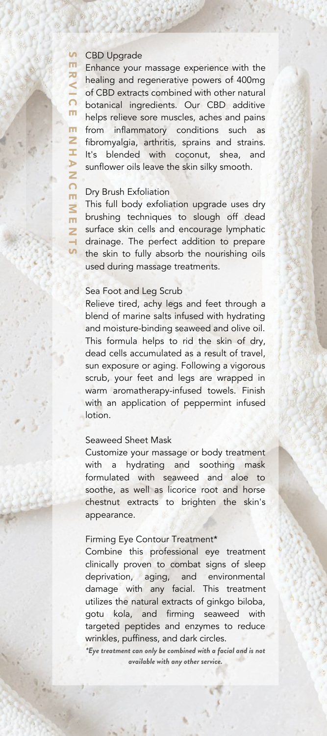# SERVICE ENHANCEMENTS

## CBD Upgrade

Enhance your massage experience with the healing and regenerative powers of 400mg of CBD extracts combined with other natural botanical ingredients. Our CBD additive helps relieve sore muscles, aches and pains from inflammatory conditions such as fibromyalgia, arthritis, sprains and strains. It's blended with coconut, shea, and sunflower oils leave the skin silky smooth.

## Dry Brush Exfoliation

This full body exfoliation upgrade uses dry brushing techniques to slough off dead surface skin cells and encourage lymphatic drainage. The perfect addition to prepare the skin to fully absorb the nourishing oils used during massage treatments.

## Sea Foot and Leg Scrub

Relieve tired, achy legs and feet through a blend of marine salts infused with hydrating and moisture-binding seaweed and olive oil. This formula helps to rid the skin of dry, dead cells accumulated as a result of travel, sun exposure or aging. Following a vigorous scrub, your feet and legs are wrapped in warm aromatherapy-infused towels. Finish with an application of peppermint infused lotion.

## Seaweed Sheet Mask

Customize your massage or body treatment with a hydrating and soothing mask formulated with seaweed and aloe to soothe, as well as licorice root and horse chestnut extracts to brighten the skin's appearance.

## Firming Eye Contour Treatment*

Combine this professional eye treatment clinically proven to combat signs of sleep deprivation, aging, and environmental damage with any facial. This treatment utilizes the natural extracts of ginkgo biloba, gotu kola, and firming seaweed with targeted peptides and enzymes to reduce wrinkles, puffiness, and dark circles.

***Eye treatment can only be combined with a facial and is not available with any other service.***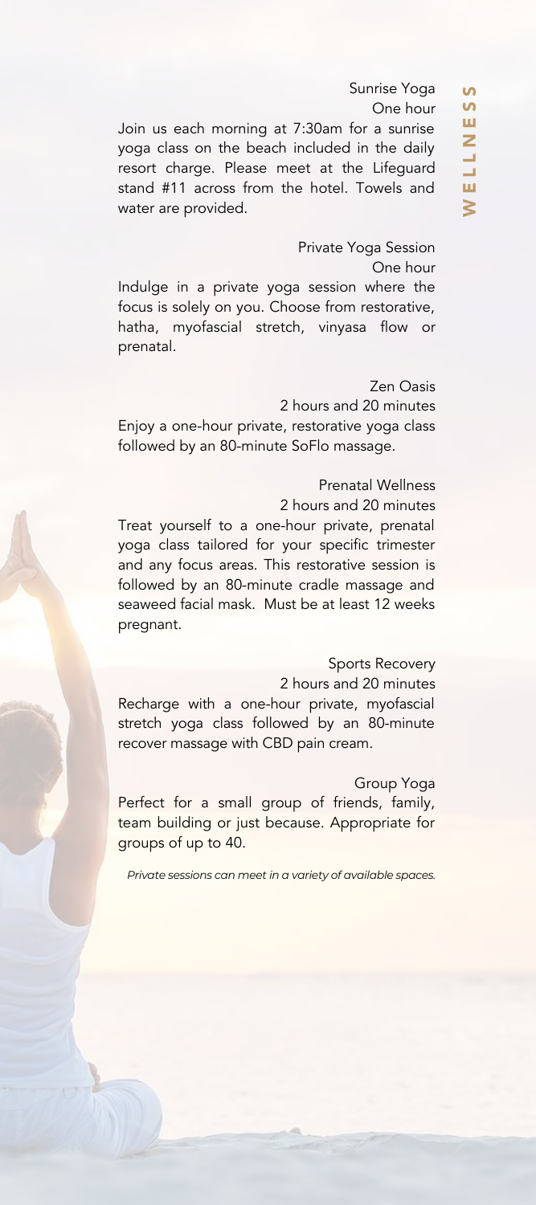# WELLNESS

### Sunrise Yoga
One hour

Join us each morning at 7:30am for a sunrise yoga class on the beach included in the daily resort charge. Please meet at the Lifeguard stand #11 across from the hotel. Towels and water are provided.

### Private Yoga Session
One hour

Indulge in a private yoga session where the focus is solely on you. Choose from restorative, hatha, myofascial stretch, vinyasa flow or prenatal.

### Zen Oasis
2 hours and 20 minutes

Enjoy a one-hour private, restorative yoga class followed by an 80-minute SoFlo massage.

### Prenatal Wellness
2 hours and 20 minutes

Treat yourself to a one-hour private, prenatal yoga class tailored for your specific trimester and any focus areas. This restorative session is followed by an 80-minute cradle massage and seaweed facial mask. Must be at least 12 weeks pregnant.

### Sports Recovery
2 hours and 20 minutes

Recharge with a one-hour private, myofascial stretch yoga class followed by an 80-minute recover massage with CBD pain cream.

### Group Yoga

Perfect for a small group of friends, family, team building or just because. Appropriate for groups of up to 40.

*Private sessions can meet in a variety of available spaces.*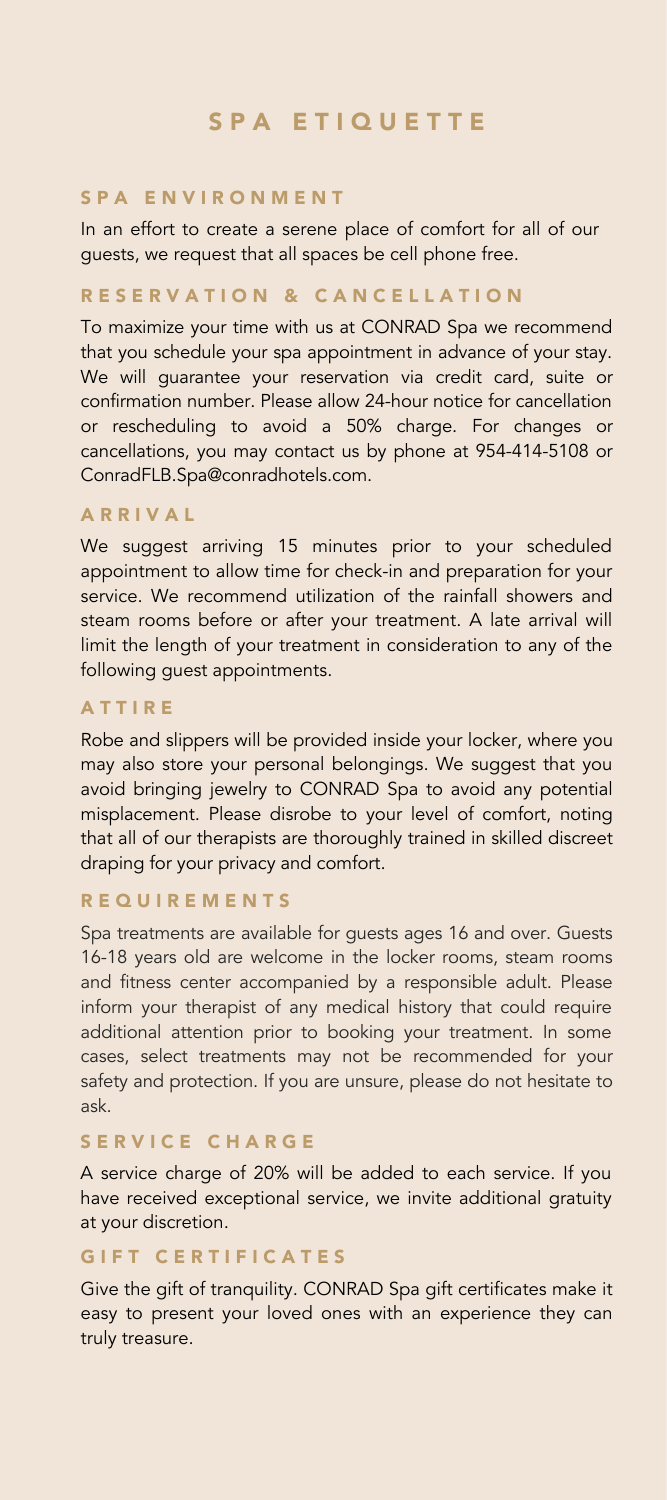# SPA ETIQUETTE

## SPA ENVIRONMENT

In an effort to create a serene place of comfort for all of our guests, we request that all spaces be cell phone free.

## RESERVATION & CANCELLATION

To maximize your time with us at CONRAD Spa we recommend that you schedule your spa appointment in advance of your stay. We will guarantee your reservation via credit card, suite or confirmation number. Please allow 24-hour notice for cancellation or rescheduling to avoid a 50% charge. For changes or cancellations, you may contact us by phone at 954-414-5108 or ConradFLB.Spa@conradhotels.com.

## ARRIVAL

We suggest arriving 15 minutes prior to your scheduled appointment to allow time for check-in and preparation for your service. We recommend utilization of the rainfall showers and steam rooms before or after your treatment. A late arrival will limit the length of your treatment in consideration to any of the following guest appointments.

## ATTIRE

Robe and slippers will be provided inside your locker, where you may also store your personal belongings. We suggest that you avoid bringing jewelry to CONRAD Spa to avoid any potential misplacement. Please disrobe to your level of comfort, noting that all of our therapists are thoroughly trained in skilled discreet draping for your privacy and comfort.

## REQUIREMENTS

Spa treatments are available for guests ages 16 and over. Guests 16-18 years old are welcome in the locker rooms, steam rooms and fitness center accompanied by a responsible adult. Please inform your therapist of any medical history that could require additional attention prior to booking your treatment. In some cases, select treatments may not be recommended for your safety and protection. If you are unsure, please do not hesitate to ask.

## SERVICE CHARGE

A service charge of 20% will be added to each service. If you have received exceptional service, we invite additional gratuity at your discretion.

## GIFT CERTIFICATES

Give the gift of tranquility. CONRAD Spa gift certificates make it easy to present your loved ones with an experience they can truly treasure.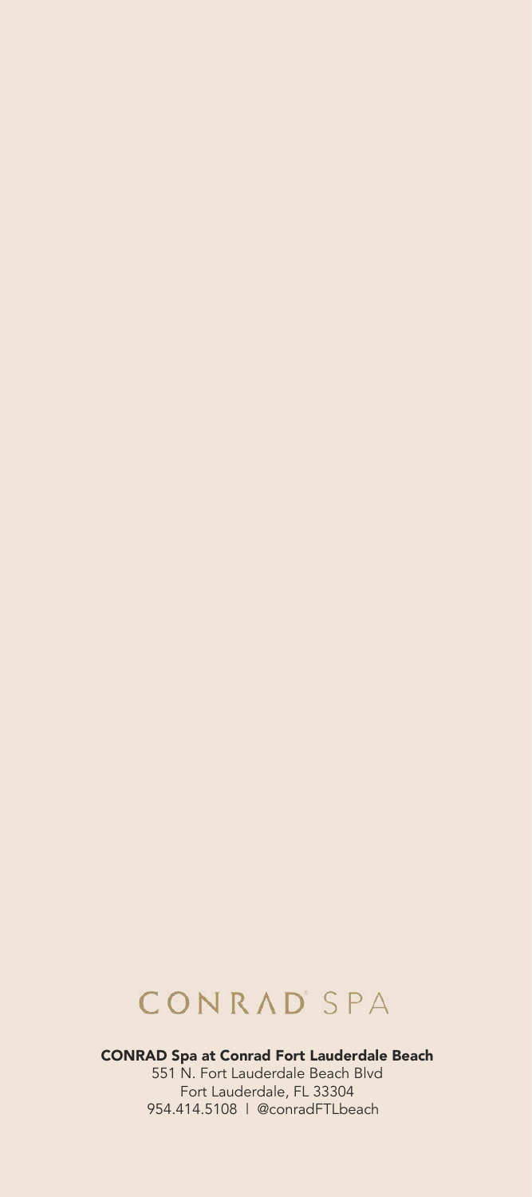CONRAD SPA

**CONRAD Spa at Conrad Fort Lauderdale Beach**

551 N. Fort Lauderdale Beach Blvd
Fort Lauderdale, FL 33304
954.414.5108 | @conradFTLbeach